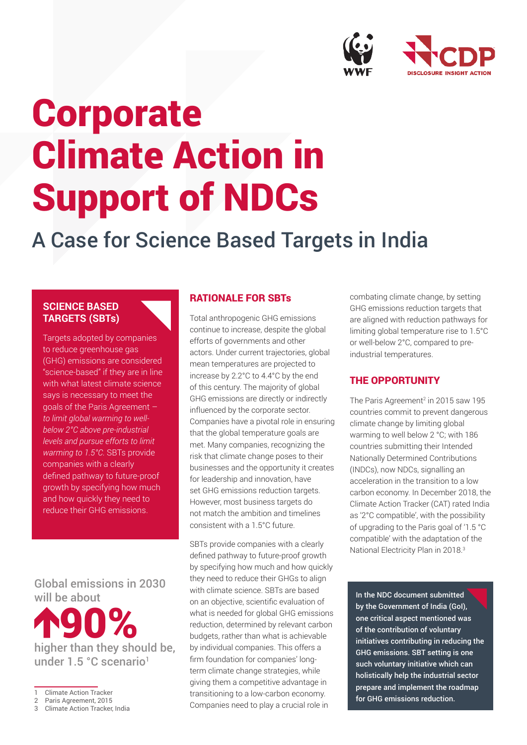# Corporate Climate Action in Support of NDCs

## A Case for Science Based Targets in India

### SCIENCE BASED TARGETS (SBTs)

Targets adopted by companies to reduce greenhouse gas (GHG) emissions are considered "science-based" if they are in line with what latest climate science says is necessary to meet the goals of the Paris Agreement – *to limit global warming to well-below 2°C above pre-industrial levels and pursue efforts to limit warming to 1.5°C*. SBTs provide companies with a clearly defined pathway to future-proof growth by specifying how much and how quickly they need to reduce their GHG emissions.

Global emissions in 2030 will be about

**↑90%**

higher than they should be, under 1.5 °C scenario[1]

### RATIONALE FOR SBTs

Total anthropogenic GHG emissions continue to increase, despite the global efforts of governments and other actors. Under current trajectories, global mean temperatures are projected to increase by 2.2°C to 4.4°C by the end of this century. The majority of global GHG emissions are directly or indirectly influenced by the corporate sector. Companies have a pivotal role in ensuring that the global temperature goals are met. Many companies, recognizing the risk that climate change poses to their businesses and the opportunity it creates for leadership and innovation, have set GHG emissions reduction targets. However, most business targets do not match the ambition and timelines consistent with a 1.5°C future.

SBTs provide companies with a clearly defined pathway to future-proof growth by specifying how much and how quickly they need to reduce their GHGs to align with climate science. SBTs are based on an objective, scientific evaluation of what is needed for global GHG emissions reduction, determined by relevant carbon budgets, rather than what is achievable by individual companies. This offers a firm foundation for companies' long-term climate change strategies, while giving them a competitive advantage in transitioning to a low-carbon economy. Companies need to play a crucial role in combating climate change, by setting GHG emissions reduction targets that are aligned with reduction pathways for limiting global temperature rise to 1.5°C or well-below 2°C, compared to pre-industrial temperatures.

### THE OPPORTUNITY

The Paris Agreement[2] in 2015 saw 195 countries commit to prevent dangerous climate change by limiting global warming to well below 2 °C; with 186 countries submitting their Intended Nationally Determined Contributions (INDCs), now NDCs, signalling an acceleration in the transition to a low carbon economy. In December 2018, the Climate Action Tracker (CAT) rated India as '2°C compatible', with the possibility of upgrading to the Paris goal of '1.5 °C compatible' with the adaptation of the National Electricity Plan in 2018.[3]

**In the NDC document submitted by the Government of India (GoI), one critical aspect mentioned was of the contribution of voluntary initiatives contributing in reducing the GHG emissions. SBT setting is one such voluntary initiative which can holistically help the industrial sector prepare and implement the roadmap for GHG emissions reduction.**

---

1 Climate Action Tracker
2 Paris Agreement, 2015
3 Climate Action Tracker, India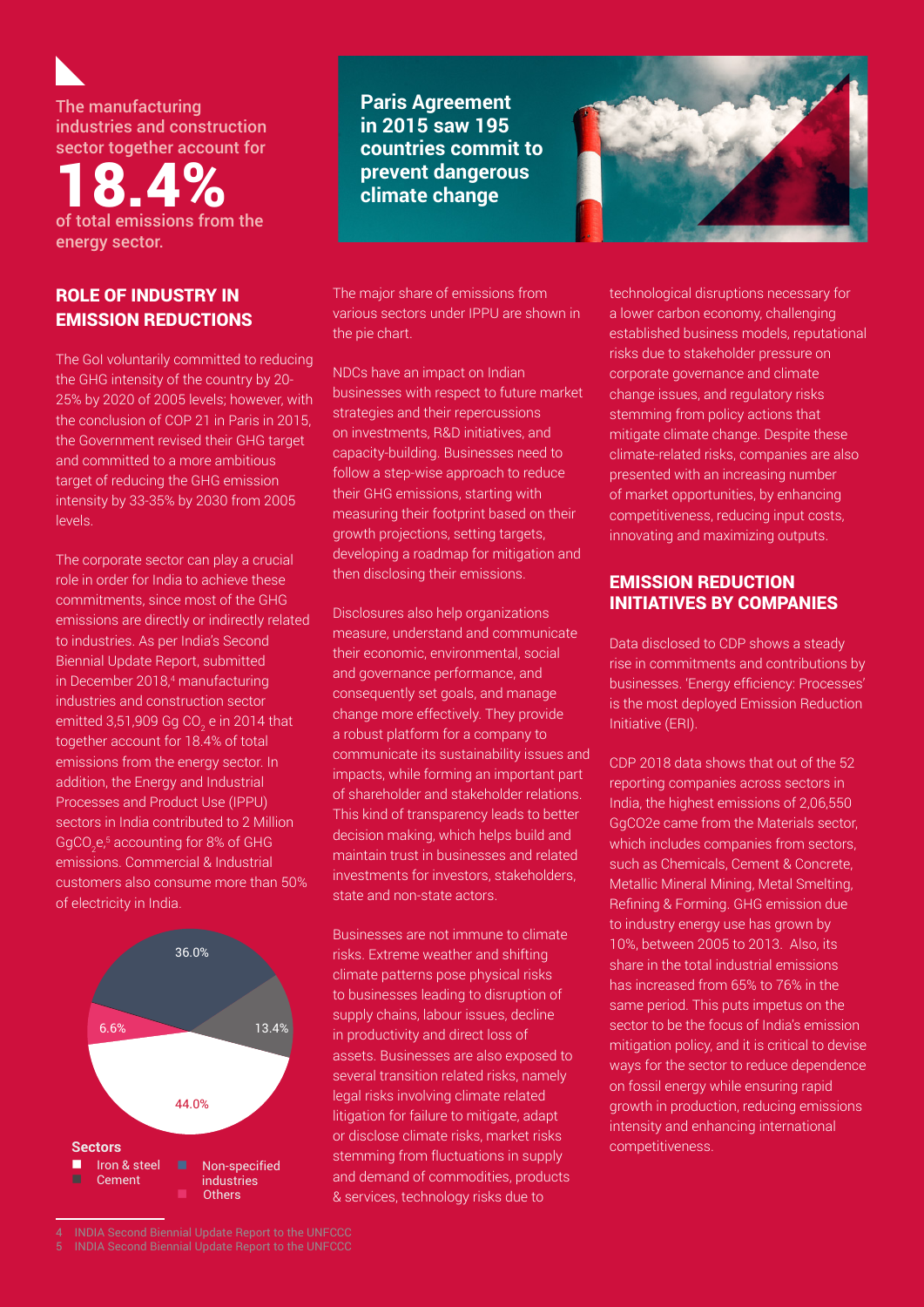The manufacturing industries and construction sector together account for

**18.4%**

of total emissions from the energy sector.

**Paris Agreement in 2015 saw 195 countries commit to prevent dangerous climate change**

## ROLE OF INDUSTRY IN EMISSION REDUCTIONS

The GoI voluntarily committed to reducing the GHG intensity of the country by 20-25% by 2020 of 2005 levels; however, with the conclusion of COP 21 in Paris in 2015, the Government revised their GHG target and committed to a more ambitious target of reducing the GHG emission intensity by 33-35% by 2030 from 2005 levels.

The corporate sector can play a crucial role in order for India to achieve these commitments, since most of the GHG emissions are directly or indirectly related to industries. As per India's Second Biennial Update Report, submitted in December 2018,[4] manufacturing industries and construction sector emitted 3,51,909 Gg $CO_2$ e in 2014 that together account for 18.4% of total emissions from the energy sector. In addition, the Energy and Industrial Processes and Product Use (IPPU) sectors in India contributed to 2 Million $GgCO_2e$,[5] accounting for 8% of GHG emissions. Commercial & Industrial customers also consume more than 50% of electricity in India.

36.0%

6.6%

13.4%

44.0%

**Sectors**

- Iron & steel
- Cement
- Non-specified industries
- Others

The major share of emissions from various sectors under IPPU are shown in the pie chart.

NDCs have an impact on Indian businesses with respect to future market strategies and their repercussions on investments, R&D initiatives, and capacity-building. Businesses need to follow a step-wise approach to reduce their GHG emissions, starting with measuring their footprint based on their growth projections, setting targets, developing a roadmap for mitigation and then disclosing their emissions.

Disclosures also help organizations measure, understand and communicate their economic, environmental, social and governance performance, and consequently set goals, and manage change more effectively. They provide a robust platform for a company to communicate its sustainability issues and impacts, while forming an important part of shareholder and stakeholder relations. This kind of transparency leads to better decision making, which helps build and maintain trust in businesses and related investments for investors, stakeholders, state and non-state actors.

Businesses are not immune to climate risks. Extreme weather and shifting climate patterns pose physical risks to businesses leading to disruption of supply chains, labour issues, decline in productivity and direct loss of assets. Businesses are also exposed to several transition related risks, namely legal risks involving climate related litigation for failure to mitigate, adapt or disclose climate risks, market risks stemming from fluctuations in supply and demand of commodities, products & services, technology risks due to technological disruptions necessary for a lower carbon economy, challenging established business models, reputational risks due to stakeholder pressure on corporate governance and climate change issues, and regulatory risks stemming from policy actions that mitigate climate change. Despite these climate-related risks, companies are also presented with an increasing number of market opportunities, by enhancing competitiveness, reducing input costs, innovating and maximizing outputs.

## EMISSION REDUCTION INITIATIVES BY COMPANIES

Data disclosed to CDP shows a steady rise in commitments and contributions by businesses. 'Energy efficiency: Processes' is the most deployed Emission Reduction Initiative (ERI).

CDP 2018 data shows that out of the 52 reporting companies across sectors in India, the highest emissions of 2,06,550 GgCO2e came from the Materials sector, which includes companies from sectors, such as Chemicals, Cement & Concrete, Metallic Mineral Mining, Metal Smelting, Refining & Forming. GHG emission due to industry energy use has grown by 10%, between 2005 to 2013. Also, its share in the total industrial emissions has increased from 65% to 76% in the same period. This puts impetus on the sector to be the focus of India's emission mitigation policy, and it is critical to devise ways for the sector to reduce dependence on fossil energy while ensuring rapid growth in production, reducing emissions intensity and enhancing international competitiveness.

---

4 INDIA Second Biennial Update Report to the UNFCCC

5 INDIA Second Biennial Update Report to the UNFCCC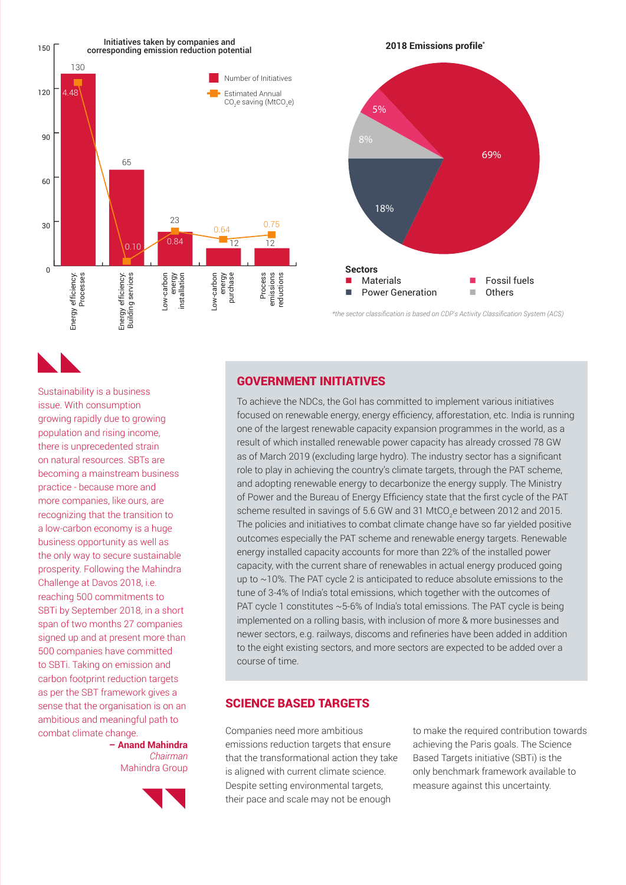**Initiatives taken by companies and corresponding emission reduction potential**

| Initiative | Number of Initiatives | Estimated Annual $CO_2e$ saving ($MtCO_2e$) |
|---|---|---|
| Energy efficiency: Processes | 130 | 4.48 |
| Energy efficiency: Building services | 65 | 0.10 |
| Low-carbon energy installation | 23 | 0.84 |
| Low-carbon energy purchase | 12 | 0.64 |
| Process emissions reductions | 12 | 0.75 |

**2018 Emissions profile***

| Sector | Share |
|---|---|
| Materials | 69% |
| Power Generation | 18% |
| Others | 8% |
| Fossil fuels | 5% |

*the sector classification is based on CDP's Activity Classification System (ACS)

> Sustainability is a business issue. With consumption growing rapidly due to growing population and rising income, there is unprecedented strain on natural resources. SBTs are becoming a mainstream business practice - because more and more companies, like ours, are recognizing that the transition to a low-carbon economy is a huge business opportunity as well as the only way to secure sustainable prosperity. Following the Mahindra Challenge at Davos 2018, i.e. reaching 500 commitments to SBTi by September 2018, in a short span of two months 27 companies signed up and at present more than 500 companies have committed to SBTi. Taking on emission and carbon footprint reduction targets as per the SBT framework gives a sense that the organisation is on an ambitious and meaningful path to combat climate change.
>
> **– Anand Mahindra**
> *Chairman*
> Mahindra Group

## GOVERNMENT INITIATIVES

To achieve the NDCs, the GoI has committed to implement various initiatives focused on renewable energy, energy efficiency, afforestation, etc. India is running one of the largest renewable capacity expansion programmes in the world, as a result of which installed renewable power capacity has already crossed 78 GW as of March 2019 (excluding large hydro). The industry sector has a significant role to play in achieving the country's climate targets, through the PAT scheme, and adopting renewable energy to decarbonize the energy supply. The Ministry of Power and the Bureau of Energy Efficiency state that the first cycle of the PAT scheme resulted in savings of 5.6 GW and 31 $MtCO_2e$ between 2012 and 2015. The policies and initiatives to combat climate change have so far yielded positive outcomes especially the PAT scheme and renewable energy targets. Renewable energy installed capacity accounts for more than 22% of the installed power capacity, with the current share of renewables in actual energy produced going up to ~10%. The PAT cycle 2 is anticipated to reduce absolute emissions to the tune of 3-4% of India's total emissions, which together with the outcomes of PAT cycle 1 constitutes ~5-6% of India's total emissions. The PAT cycle is being implemented on a rolling basis, with inclusion of more & more businesses and newer sectors, e.g. railways, discoms and refineries have been added in addition to the eight existing sectors, and more sectors are expected to be added over a course of time.

## SCIENCE BASED TARGETS

Companies need more ambitious emissions reduction targets that ensure that the transformational action they take is aligned with current climate science. Despite setting environmental targets, their pace and scale may not be enough to make the required contribution towards achieving the Paris goals. The Science Based Targets initiative (SBTi) is the only benchmark framework available to measure against this uncertainty.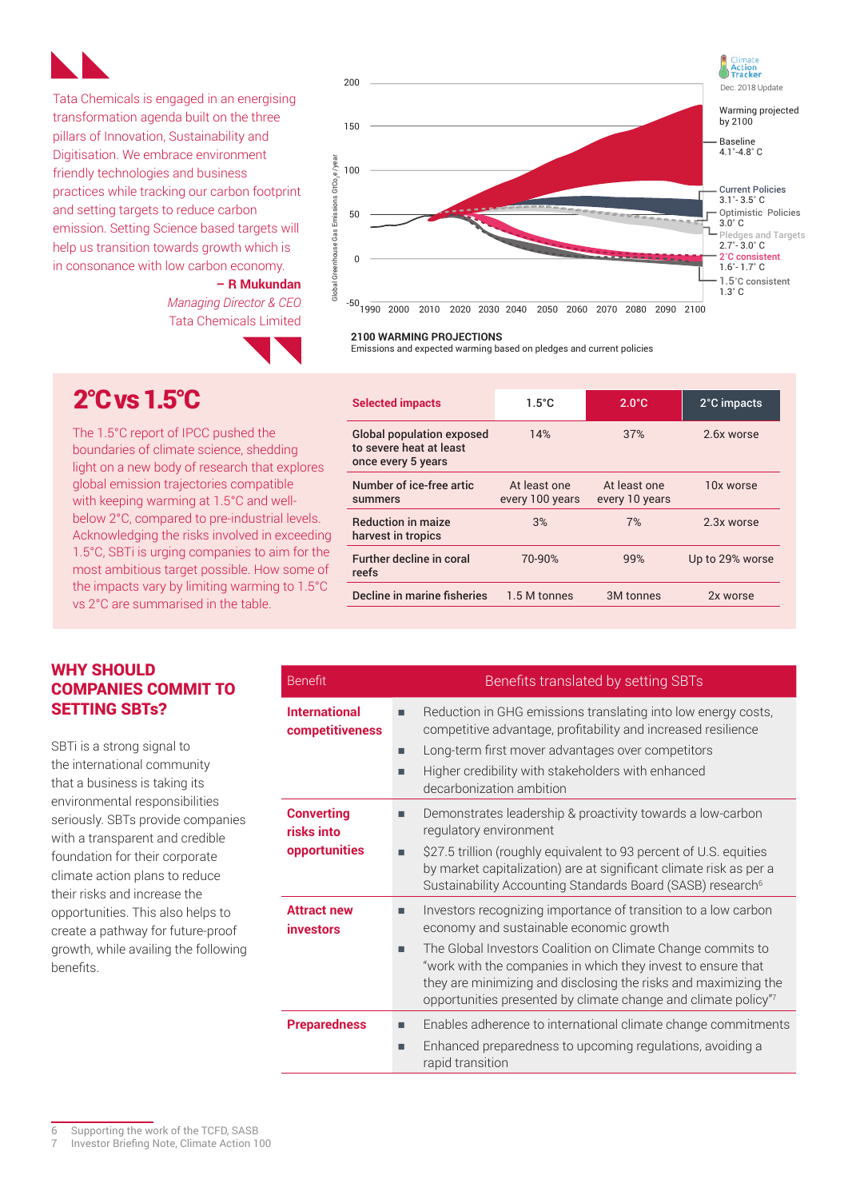Tata Chemicals is engaged in an energising transformation agenda built on the three pillars of Innovation, Sustainability and Digitisation. We embrace environment friendly technologies and business practices while tracking our carbon footprint and setting targets to reduce carbon emission. Setting Science based targets will help us transition towards growth which is in consonance with low carbon economy.

**– R Mukundan**
*Managing Director & CEO*
Tata Chemicals Limited

Climate Action Tracker
Dec. 2018 Update

Warming projected by 2100

- Baseline 4.1°-4.8° C
- Current Policies 3.1°- 3.5° C
- Optimistic Policies 3.0° C
- Pledges and Targets 2.7°- 3.0° C
- 2°C consistent 1.6°- 1.7° C
- 1.5°C consistent 1.3° C

Global Greenhouse Gas Emissions $GtCO_2e$/year

**2100 WARMING PROJECTIONS**
Emissions and expected warming based on pledges and current policies

## 2°C vs 1.5°C

The 1.5°C report of IPCC pushed the boundaries of climate science, shedding light on a new body of research that explores global emission trajectories compatible with keeping warming at 1.5°C and well-below 2°C, compared to pre-industrial levels. Acknowledging the risks involved in exceeding 1.5°C, SBTi is urging companies to aim for the most ambitious target possible. How some of the impacts vary by limiting warming to 1.5°C vs 2°C are summarised in the table.

| Selected impacts | 1.5°C | 2.0°C | 2°C impacts |
|---|---|---|---|
| Global population exposed to severe heat at least once every 5 years | 14% | 37% | 2.6x worse |
| Number of ice-free artic summers | At least one every 100 years | At least one every 10 years | 10x worse |
| Reduction in maize harvest in tropics | 3% | 7% | 2.3x worse |
| Further decline in coral reefs | 70-90% | 99% | Up to 29% worse |
| Decline in marine fisheries | 1.5 M tonnes | 3M tonnes | 2x worse |

## WHY SHOULD COMPANIES COMMIT TO SETTING SBTs?

SBTi is a strong signal to the international community that a business is taking its environmental responsibilities seriously. SBTs provide companies with a transparent and credible foundation for their corporate climate action plans to reduce their risks and increase the opportunities. This also helps to create a pathway for future-proof growth, while availing the following benefits.

| Benefit | Benefits translated by setting SBTs |
|---|---|
| **International competitiveness** | ▪ Reduction in GHG emissions translating into low energy costs, competitive advantage, profitability and increased resilience<br>▪ Long-term first mover advantages over competitors<br>▪ Higher credibility with stakeholders with enhanced decarbonization ambition |
| **Converting risks into opportunities** | ▪ Demonstrates leadership & proactivity towards a low-carbon regulatory environment<br>▪ $27.5 trillion (roughly equivalent to 93 percent of U.S. equities by market capitalization) are at significant climate risk as per a Sustainability Accounting Standards Board (SASB) research[6] |
| **Attract new investors** | ▪ Investors recognizing importance of transition to a low carbon economy and sustainable economic growth<br>▪ The Global Investors Coalition on Climate Change commits to "work with the companies in which they invest to ensure that they are minimizing and disclosing the risks and maximizing the opportunities presented by climate change and climate policy"[7] |
| **Preparedness** | ▪ Enables adherence to international climate change commitments<br>▪ Enhanced preparedness to upcoming regulations, avoiding a rapid transition |

6 Supporting the work of the TCFD, SASB
7 Investor Briefing Note, Climate Action 100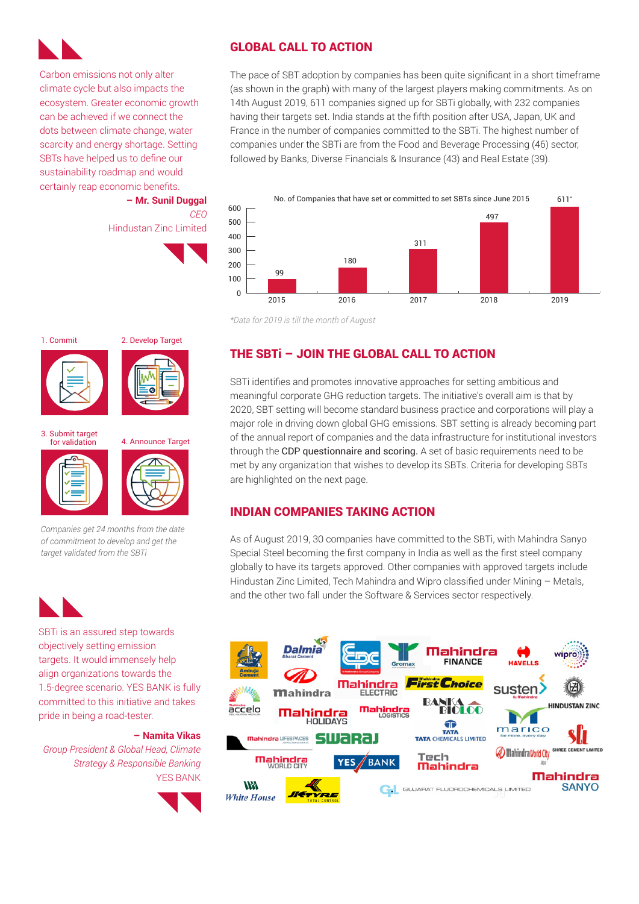Carbon emissions not only alter climate cycle but also impacts the ecosystem. Greater economic growth can be achieved if we connect the dots between climate change, water scarcity and energy shortage. Setting SBTs have helped us to define our sustainability roadmap and would certainly reap economic benefits.

**– Mr. Sunil Duggal**
*CEO*
Hindustan Zinc Limited

## GLOBAL CALL TO ACTION

The pace of SBT adoption by companies has been quite significant in a short timeframe (as shown in the graph) with many of the largest players making commitments. As on 14th August 2019, 611 companies signed up for SBTi globally, with 232 companies having their targets set. India stands at the fifth position after USA, Japan, UK and France in the number of companies committed to the SBTi. The highest number of companies under the SBTi are from the Food and Beverage Processing (46) sector, followed by Banks, Diverse Financials & Insurance (43) and Real Estate (39).

No. of Companies that have set or committed to set SBTs since June 2015

| Year | No. of Companies |
|---|---|
| 2015 | 99 |
| 2016 | 180 |
| 2017 | 311 |
| 2018 | 497 |
| 2019 | 611* |

*Data for 2019 is till the month of August*

1. Commit
2. Develop Target
3. Submit target for validation
4. Announce Target

*Companies get 24 months from the date of commitment to develop and get the target validated from the SBTi*

## THE SBTi – JOIN THE GLOBAL CALL TO ACTION

SBTi identifies and promotes innovative approaches for setting ambitious and meaningful corporate GHG reduction targets. The initiative's overall aim is that by 2020, SBT setting will become standard business practice and corporations will play a major role in driving down global GHG emissions. SBT setting is already becoming part of the annual report of companies and the data infrastructure for institutional investors through the CDP questionnaire and scoring. A set of basic requirements need to be met by any organization that wishes to develop its SBTs. Criteria for developing SBTs are highlighted on the next page.

## INDIAN COMPANIES TAKING ACTION

As of August 2019, 30 companies have committed to the SBTi, with Mahindra Sanyo Special Steel becoming the first company in India as well as the first steel company globally to have its targets approved. Other companies with approved targets include Hindustan Zinc Limited, Tech Mahindra and Wipro classified under Mining – Metals, and the other two fall under the Software & Services sector respectively.

SBTi is an assured step towards objectively setting emission targets. It would immensely help align organizations towards the 1.5-degree scenario. YES BANK is fully committed to this initiative and takes pride in being a road-tester.

**– Namita Vikas**
*Group President & Global Head, Climate Strategy & Responsible Banking*
YES BANK

Ambuja Cement, Dalmia Bharat Cement, EPC, Gromax, Mahindra Finance, Havells, Wipro, Mahindra, Mahindra Electric, First Choice, susten, Hindustan Zinc, accelo, Mahindra Holidays, Mahindra Logistics, Banka Bioloo, Mahindra Lifespaces, Swaraj, Tata Chemicals Limited, marico, Mahindra World City, Shree Cement Limited, Mahindra World City, YES BANK, Tech Mahindra, Mahindra Sanyo, White House, JK Tyre, Gujarat Fluorochemicals Limited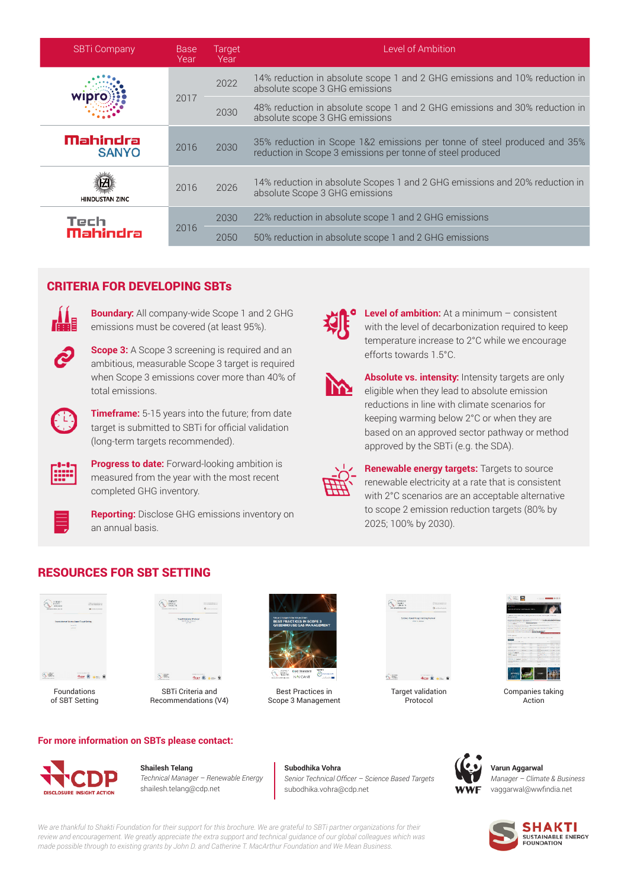| SBTi Company | Base Year | Target Year | Level of Ambition |
|---|---|---|---|
| Wipro | 2017 | 2022 | 14% reduction in absolute scope 1 and 2 GHG emissions and 10% reduction in absolute scope 3 GHG emissions |
| | | 2030 | 48% reduction in absolute scope 1 and 2 GHG emissions and 30% reduction in absolute scope 3 GHG emissions |
| Mahindra SANYO | 2016 | 2030 | 35% reduction in Scope 1&2 emissions per tonne of steel produced and 35% reduction in Scope 3 emissions per tonne of steel produced |
| Hindustan Zinc | 2016 | 2026 | 14% reduction in absolute Scopes 1 and 2 GHG emissions and 20% reduction in absolute Scope 3 GHG emissions |
| Tech Mahindra | 2016 | 2030 | 22% reduction in absolute scope 1 and 2 GHG emissions |
| | | 2050 | 50% reduction in absolute scope 1 and 2 GHG emissions |

## CRITERIA FOR DEVELOPING SBTs

**Boundary:** All company-wide Scope 1 and 2 GHG emissions must be covered (at least 95%).

**Scope 3:** A Scope 3 screening is required and an ambitious, measurable Scope 3 target is required when Scope 3 emissions cover more than 40% of total emissions.

**Timeframe:** 5-15 years into the future; from date target is submitted to SBTi for official validation (long-term targets recommended).

**Progress to date:** Forward-looking ambition is measured from the year with the most recent completed GHG inventory.

**Reporting:** Disclose GHG emissions inventory on an annual basis.

**Level of ambition:** At a minimum – consistent with the level of decarbonization required to keep temperature increase to 2°C while we encourage efforts towards 1.5°C.

**Absolute vs. intensity:** Intensity targets are only eligible when they lead to absolute emission reductions in line with climate scenarios for keeping warming below 2°C or when they are based on an approved sector pathway or method approved by the SBTi (e.g. the SDA).

**Renewable energy targets:** Targets to source renewable electricity at a rate that is consistent with 2°C scenarios are an acceptable alternative to scope 2 emission reduction targets (80% by 2025; 100% by 2030).

## RESOURCES FOR SBT SETTING

- Foundations of SBT Setting
- SBTi Criteria and Recommendations (V4)
- Best Practices in Scope 3 Management
- Target validation Protocol
- Companies taking Action

**For more information on SBTs please contact:**

**Shailesh Telang**
*Technical Manager – Renewable Energy*
shailesh.telang@cdp.net

**Subodhika Vohra**
*Senior Technical Officer – Science Based Targets*
subodhika.vohra@cdp.net

**Varun Aggarwal**
*Manager – Climate & Business*
vaggarwal@wwfindia.net

*We are thankful to Shakti Foundation for their support for this brochure. We are grateful to SBTi partner organizations for their review and encouragement. We greatly appreciate the extra support and technical guidance of our global colleagues which was made possible through to existing grants by John D. and Catherine T. MacArthur Foundation and We Mean Business.*